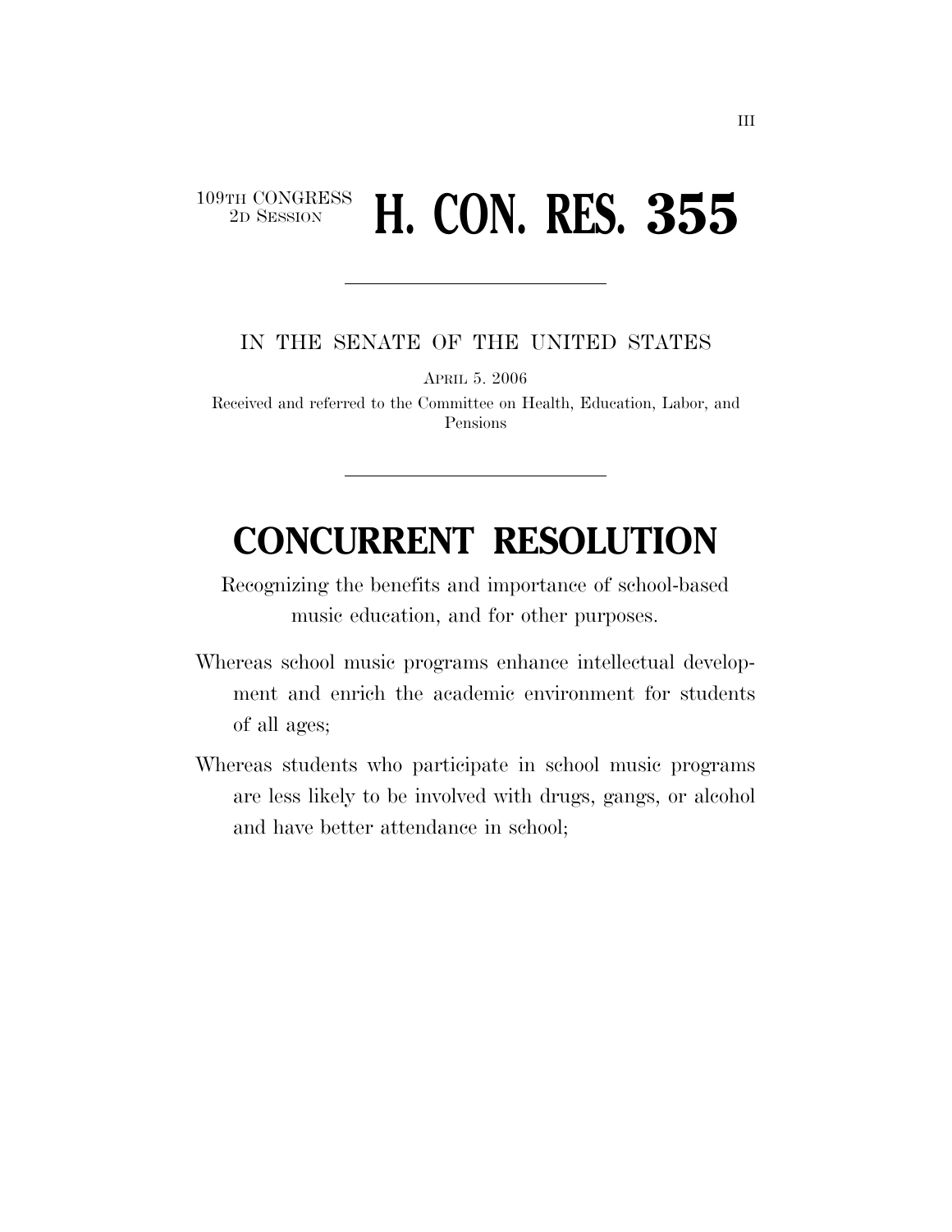109TH CONGRESS
2D SESSION

# H. CON. RES. 355

IN THE SENATE OF THE UNITED STATES

APRIL 5. 2006

Received and referred to the Committee on Health, Education, Labor, and Pensions

# CONCURRENT RESOLUTION

Recognizing the benefits and importance of school-based music education, and for other purposes.

Whereas school music programs enhance intellectual development and enrich the academic environment for students of all ages;

Whereas students who participate in school music programs are less likely to be involved with drugs, gangs, or alcohol and have better attendance in school;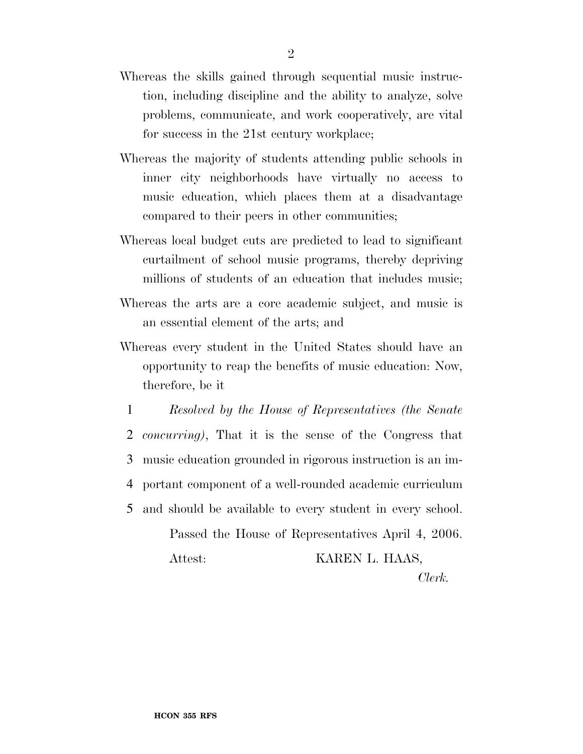Whereas the skills gained through sequential music instruction, including discipline and the ability to analyze, solve problems, communicate, and work cooperatively, are vital for success in the 21st century workplace;

Whereas the majority of students attending public schools in inner city neighborhoods have virtually no access to music education, which places them at a disadvantage compared to their peers in other communities;

Whereas local budget cuts are predicted to lead to significant curtailment of school music programs, thereby depriving millions of students of an education that includes music;

Whereas the arts are a core academic subject, and music is an essential element of the arts; and

Whereas every student in the United States should have an opportunity to reap the benefits of music education: Now, therefore, be it

1 *Resolved by the House of Representatives (the Senate*
2 *concurring)*, That it is the sense of the Congress that
3 music education grounded in rigorous instruction is an im-
4 portant component of a well-rounded academic curriculum
5 and should be available to every student in every school.

Passed the House of Representatives April 4, 2006.

Attest: KAREN L. HAAS,

*Clerk.*

HCON 355 RFS